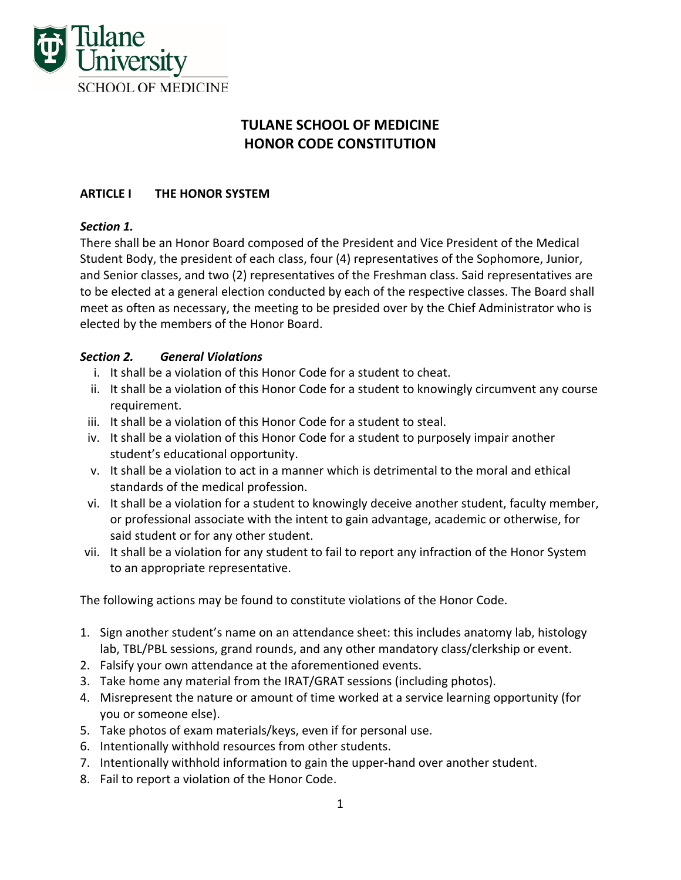# TULANE SCHOOL OF MEDICINE
# HONOR CODE CONSTITUTION

## ARTICLE I THE HONOR SYSTEM

***Section 1.***

There shall be an Honor Board composed of the President and Vice President of the Medical Student Body, the president of each class, four (4) representatives of the Sophomore, Junior, and Senior classes, and two (2) representatives of the Freshman class. Said representatives are to be elected at a general election conducted by each of the respective classes. The Board shall meet as often as necessary, the meeting to be presided over by the Chief Administrator who is elected by the members of the Honor Board.

***Section 2. General Violations***

i. It shall be a violation of this Honor Code for a student to cheat.
ii. It shall be a violation of this Honor Code for a student to knowingly circumvent any course requirement.
iii. It shall be a violation of this Honor Code for a student to steal.
iv. It shall be a violation of this Honor Code for a student to purposely impair another student's educational opportunity.
v. It shall be a violation to act in a manner which is detrimental to the moral and ethical standards of the medical profession.
vi. It shall be a violation for a student to knowingly deceive another student, faculty member, or professional associate with the intent to gain advantage, academic or otherwise, for said student or for any other student.
vii. It shall be a violation for any student to fail to report any infraction of the Honor System to an appropriate representative.

The following actions may be found to constitute violations of the Honor Code.

1. Sign another student's name on an attendance sheet: this includes anatomy lab, histology lab, TBL/PBL sessions, grand rounds, and any other mandatory class/clerkship or event.
2. Falsify your own attendance at the aforementioned events.
3. Take home any material from the IRAT/GRAT sessions (including photos).
4. Misrepresent the nature or amount of time worked at a service learning opportunity (for you or someone else).
5. Take photos of exam materials/keys, even if for personal use.
6. Intentionally withhold resources from other students.
7. Intentionally withhold information to gain the upper-hand over another student.
8. Fail to report a violation of the Honor Code.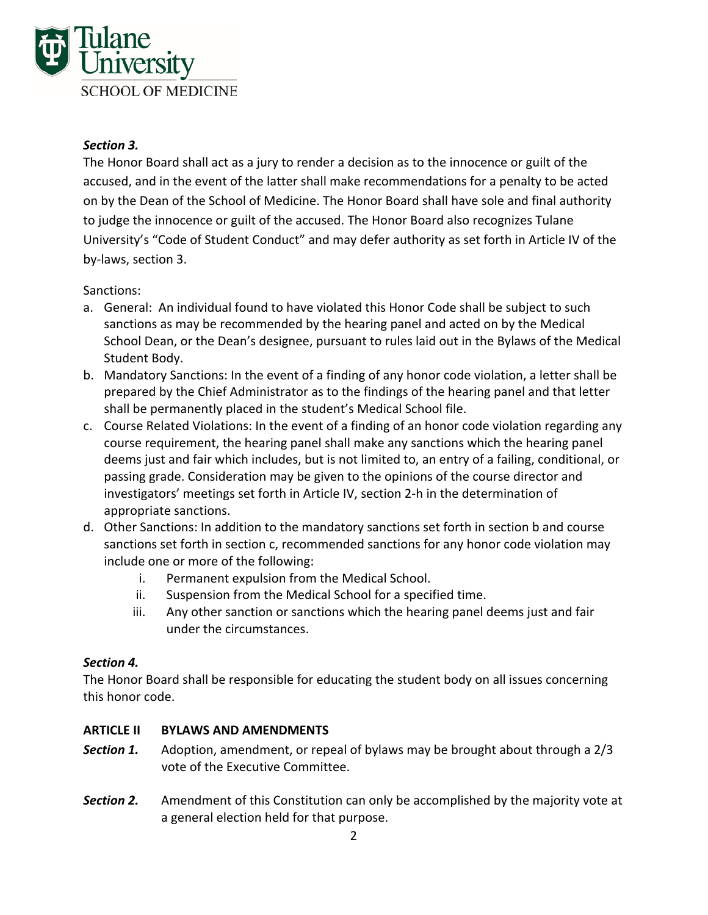*Section 3.*

The Honor Board shall act as a jury to render a decision as to the innocence or guilt of the accused, and in the event of the latter shall make recommendations for a penalty to be acted on by the Dean of the School of Medicine. The Honor Board shall have sole and final authority to judge the innocence or guilt of the accused. The Honor Board also recognizes Tulane University's "Code of Student Conduct" and may defer authority as set forth in Article IV of the by-laws, section 3.

Sanctions:

a. General: An individual found to have violated this Honor Code shall be subject to such sanctions as may be recommended by the hearing panel and acted on by the Medical School Dean, or the Dean's designee, pursuant to rules laid out in the Bylaws of the Medical Student Body.
b. Mandatory Sanctions: In the event of a finding of any honor code violation, a letter shall be prepared by the Chief Administrator as to the findings of the hearing panel and that letter shall be permanently placed in the student's Medical School file.
c. Course Related Violations: In the event of a finding of an honor code violation regarding any course requirement, the hearing panel shall make any sanctions which the hearing panel deems just and fair which includes, but is not limited to, an entry of a failing, conditional, or passing grade. Consideration may be given to the opinions of the course director and investigators' meetings set forth in Article IV, section 2-h in the determination of appropriate sanctions.
d. Other Sanctions: In addition to the mandatory sanctions set forth in section b and course sanctions set forth in section c, recommended sanctions for any honor code violation may include one or more of the following:
    i. Permanent expulsion from the Medical School.
    ii. Suspension from the Medical School for a specified time.
    iii. Any other sanction or sanctions which the hearing panel deems just and fair under the circumstances.

*Section 4.*

The Honor Board shall be responsible for educating the student body on all issues concerning this honor code.

**ARTICLE II BYLAWS AND AMENDMENTS**

***Section 1.*** Adoption, amendment, or repeal of bylaws may be brought about through a 2/3 vote of the Executive Committee.

***Section 2.*** Amendment of this Constitution can only be accomplished by the majority vote at a general election held for that purpose.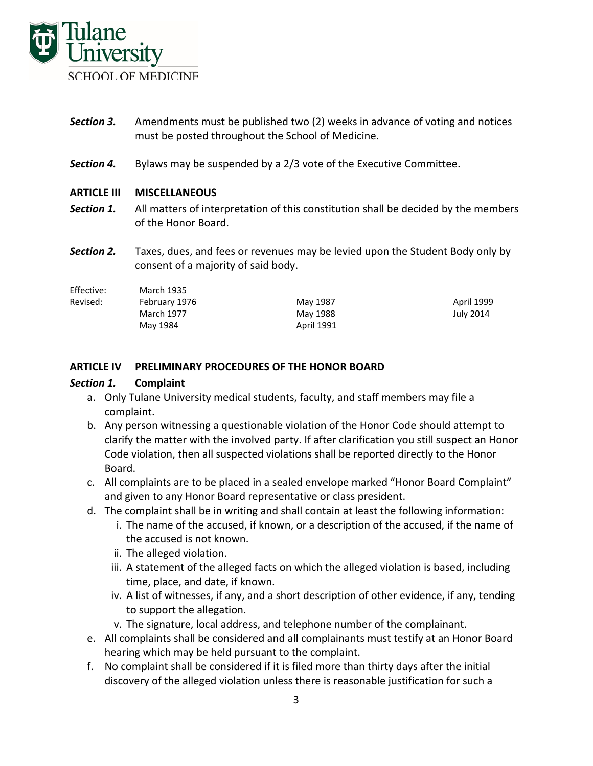**Section 3.** Amendments must be published two (2) weeks in advance of voting and notices must be posted throughout the School of Medicine.

**Section 4.** Bylaws may be suspended by a 2/3 vote of the Executive Committee.

## ARTICLE III MISCELLANEOUS

**Section 1.** All matters of interpretation of this constitution shall be decided by the members of the Honor Board.

**Section 2.** Taxes, dues, and fees or revenues may be levied upon the Student Body only by consent of a majority of said body.

| | | | |
|---|---|---|---|
| Effective: | March 1935 | | |
| Revised: | February 1976 | May 1987 | April 1999 |
| | March 1977 | May 1988 | July 2014 |
| | May 1984 | April 1991 | |

## ARTICLE IV PRELIMINARY PROCEDURES OF THE HONOR BOARD

### *Section 1.* Complaint

a. Only Tulane University medical students, faculty, and staff members may file a complaint.
b. Any person witnessing a questionable violation of the Honor Code should attempt to clarify the matter with the involved party. If after clarification you still suspect an Honor Code violation, then all suspected violations shall be reported directly to the Honor Board.
c. All complaints are to be placed in a sealed envelope marked "Honor Board Complaint" and given to any Honor Board representative or class president.
d. The complaint shall be in writing and shall contain at least the following information:
   i. The name of the accused, if known, or a description of the accused, if the name of the accused is not known.
   ii. The alleged violation.
   iii. A statement of the alleged facts on which the alleged violation is based, including time, place, and date, if known.
   iv. A list of witnesses, if any, and a short description of other evidence, if any, tending to support the allegation.
   v. The signature, local address, and telephone number of the complainant.
e. All complaints shall be considered and all complainants must testify at an Honor Board hearing which may be held pursuant to the complaint.
f. No complaint shall be considered if it is filed more than thirty days after the initial discovery of the alleged violation unless there is reasonable justification for such a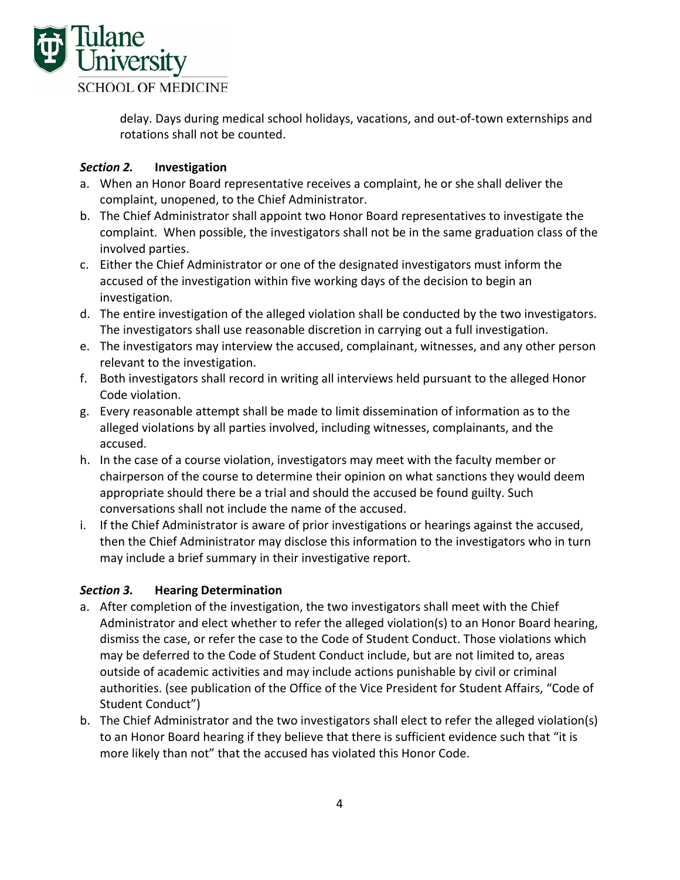delay. Days during medical school holidays, vacations, and out-of-town externships and rotations shall not be counted.

### *Section 2.* Investigation

a. When an Honor Board representative receives a complaint, he or she shall deliver the complaint, unopened, to the Chief Administrator.
b. The Chief Administrator shall appoint two Honor Board representatives to investigate the complaint. When possible, the investigators shall not be in the same graduation class of the involved parties.
c. Either the Chief Administrator or one of the designated investigators must inform the accused of the investigation within five working days of the decision to begin an investigation.
d. The entire investigation of the alleged violation shall be conducted by the two investigators. The investigators shall use reasonable discretion in carrying out a full investigation.
e. The investigators may interview the accused, complainant, witnesses, and any other person relevant to the investigation.
f. Both investigators shall record in writing all interviews held pursuant to the alleged Honor Code violation.
g. Every reasonable attempt shall be made to limit dissemination of information as to the alleged violations by all parties involved, including witnesses, complainants, and the accused.
h. In the case of a course violation, investigators may meet with the faculty member or chairperson of the course to determine their opinion on what sanctions they would deem appropriate should there be a trial and should the accused be found guilty. Such conversations shall not include the name of the accused.
i. If the Chief Administrator is aware of prior investigations or hearings against the accused, then the Chief Administrator may disclose this information to the investigators who in turn may include a brief summary in their investigative report.

### *Section 3.* Hearing Determination

a. After completion of the investigation, the two investigators shall meet with the Chief Administrator and elect whether to refer the alleged violation(s) to an Honor Board hearing, dismiss the case, or refer the case to the Code of Student Conduct. Those violations which may be deferred to the Code of Student Conduct include, but are not limited to, areas outside of academic activities and may include actions punishable by civil or criminal authorities. (see publication of the Office of the Vice President for Student Affairs, "Code of Student Conduct")
b. The Chief Administrator and the two investigators shall elect to refer the alleged violation(s) to an Honor Board hearing if they believe that there is sufficient evidence such that "it is more likely than not" that the accused has violated this Honor Code.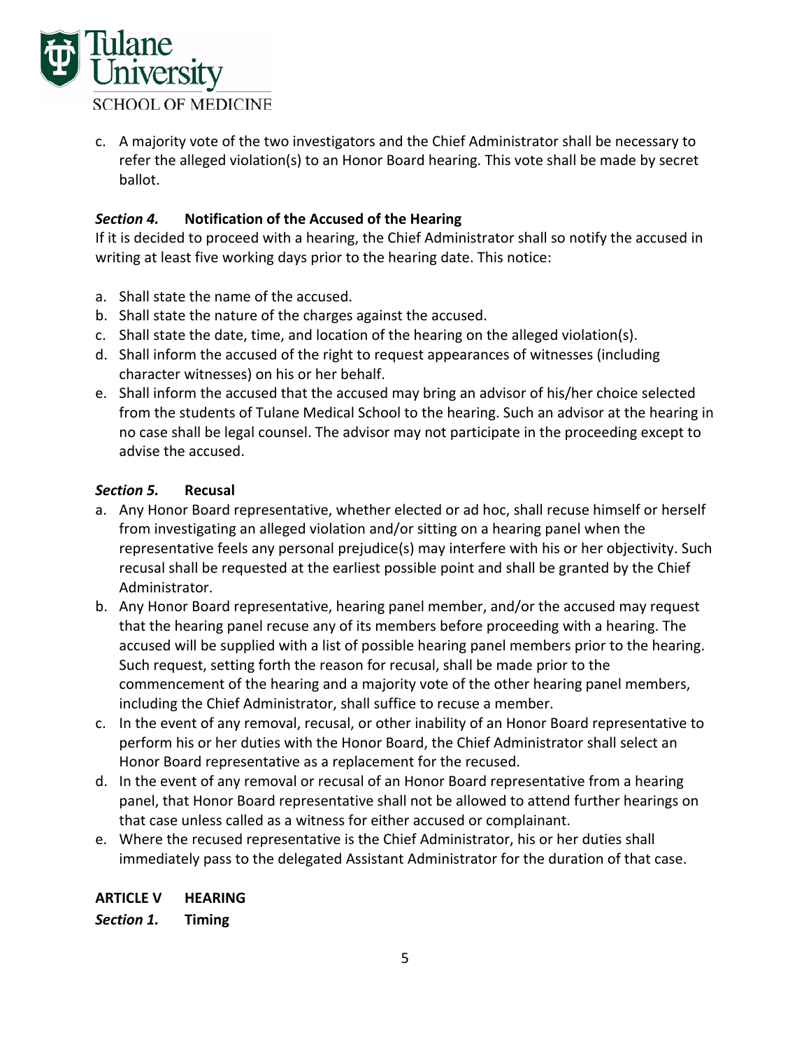c. A majority vote of the two investigators and the Chief Administrator shall be necessary to refer the alleged violation(s) to an Honor Board hearing. This vote shall be made by secret ballot.

### *Section 4.* Notification of the Accused of the Hearing

If it is decided to proceed with a hearing, the Chief Administrator shall so notify the accused in writing at least five working days prior to the hearing date. This notice:

a. Shall state the name of the accused.
b. Shall state the nature of the charges against the accused.
c. Shall state the date, time, and location of the hearing on the alleged violation(s).
d. Shall inform the accused of the right to request appearances of witnesses (including character witnesses) on his or her behalf.
e. Shall inform the accused that the accused may bring an advisor of his/her choice selected from the students of Tulane Medical School to the hearing. Such an advisor at the hearing in no case shall be legal counsel. The advisor may not participate in the proceeding except to advise the accused.

### *Section 5.* Recusal

a. Any Honor Board representative, whether elected or ad hoc, shall recuse himself or herself from investigating an alleged violation and/or sitting on a hearing panel when the representative feels any personal prejudice(s) may interfere with his or her objectivity. Such recusal shall be requested at the earliest possible point and shall be granted by the Chief Administrator.
b. Any Honor Board representative, hearing panel member, and/or the accused may request that the hearing panel recuse any of its members before proceeding with a hearing. The accused will be supplied with a list of possible hearing panel members prior to the hearing. Such request, setting forth the reason for recusal, shall be made prior to the commencement of the hearing and a majority vote of the other hearing panel members, including the Chief Administrator, shall suffice to recuse a member.
c. In the event of any removal, recusal, or other inability of an Honor Board representative to perform his or her duties with the Honor Board, the Chief Administrator shall select an Honor Board representative as a replacement for the recused.
d. In the event of any removal or recusal of an Honor Board representative from a hearing panel, that Honor Board representative shall not be allowed to attend further hearings on that case unless called as a witness for either accused or complainant.
e. Where the recused representative is the Chief Administrator, his or her duties shall immediately pass to the delegated Assistant Administrator for the duration of that case.

## ARTICLE V HEARING

### *Section 1.* Timing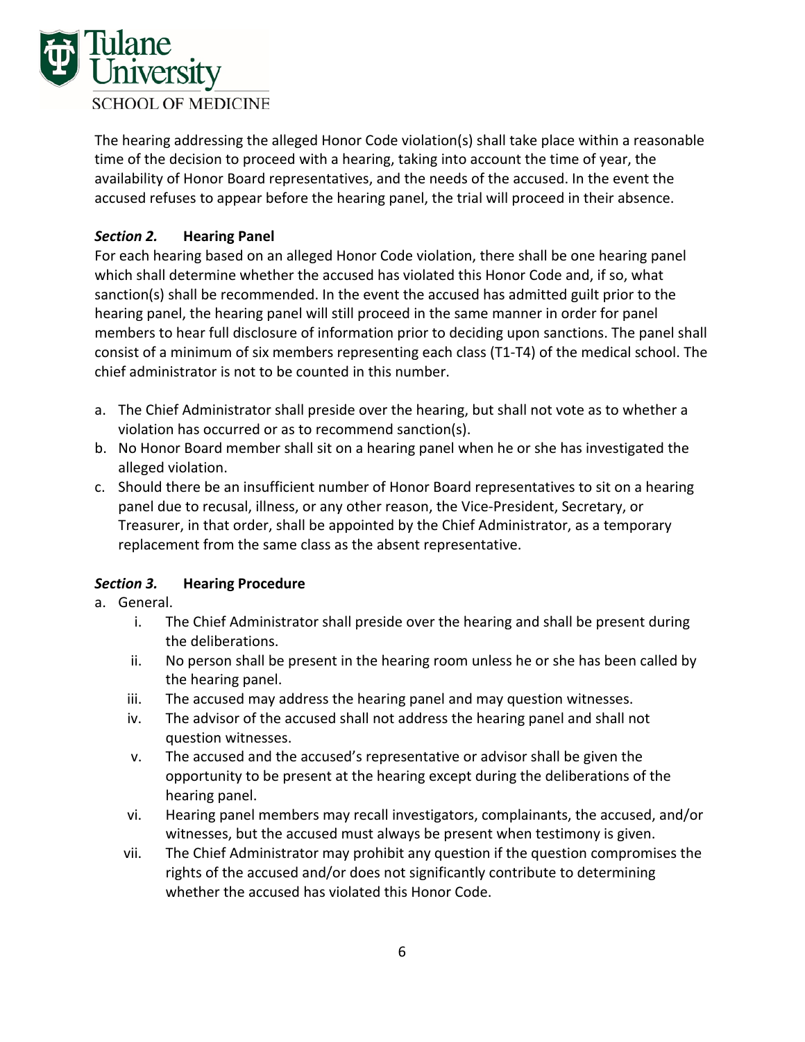The hearing addressing the alleged Honor Code violation(s) shall take place within a reasonable time of the decision to proceed with a hearing, taking into account the time of year, the availability of Honor Board representatives, and the needs of the accused. In the event the accused refuses to appear before the hearing panel, the trial will proceed in their absence.

### *Section 2.* **Hearing Panel**

For each hearing based on an alleged Honor Code violation, there shall be one hearing panel which shall determine whether the accused has violated this Honor Code and, if so, what sanction(s) shall be recommended. In the event the accused has admitted guilt prior to the hearing panel, the hearing panel will still proceed in the same manner in order for panel members to hear full disclosure of information prior to deciding upon sanctions. The panel shall consist of a minimum of six members representing each class (T1-T4) of the medical school. The chief administrator is not to be counted in this number.

a. The Chief Administrator shall preside over the hearing, but shall not vote as to whether a violation has occurred or as to recommend sanction(s).
b. No Honor Board member shall sit on a hearing panel when he or she has investigated the alleged violation.
c. Should there be an insufficient number of Honor Board representatives to sit on a hearing panel due to recusal, illness, or any other reason, the Vice-President, Secretary, or Treasurer, in that order, shall be appointed by the Chief Administrator, as a temporary replacement from the same class as the absent representative.

### *Section 3.* **Hearing Procedure**

a. General.
   i. The Chief Administrator shall preside over the hearing and shall be present during the deliberations.
   ii. No person shall be present in the hearing room unless he or she has been called by the hearing panel.
   iii. The accused may address the hearing panel and may question witnesses.
   iv. The advisor of the accused shall not address the hearing panel and shall not question witnesses.
   v. The accused and the accused's representative or advisor shall be given the opportunity to be present at the hearing except during the deliberations of the hearing panel.
   vi. Hearing panel members may recall investigators, complainants, the accused, and/or witnesses, but the accused must always be present when testimony is given.
   vii. The Chief Administrator may prohibit any question if the question compromises the rights of the accused and/or does not significantly contribute to determining whether the accused has violated this Honor Code.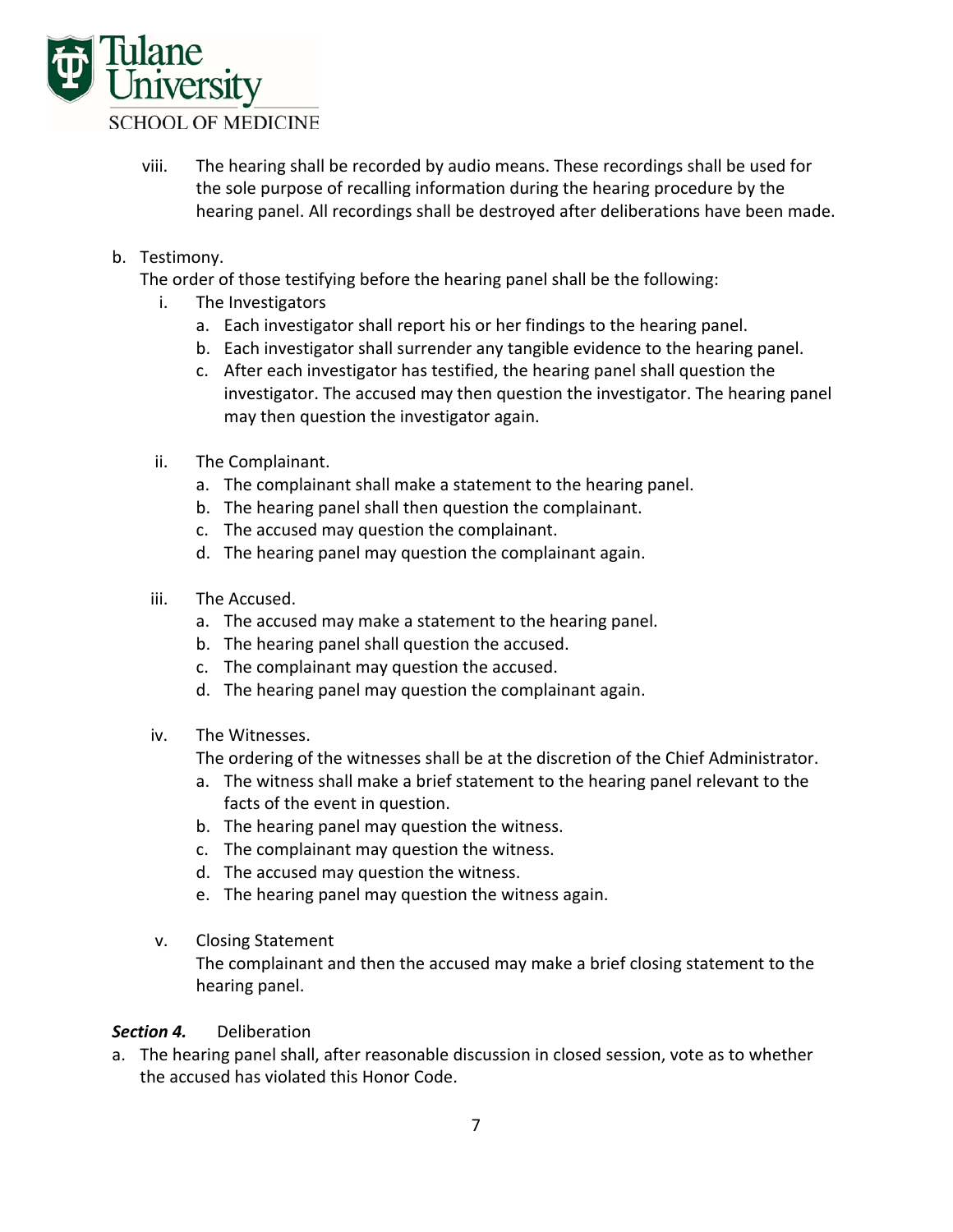viii. The hearing shall be recorded by audio means. These recordings shall be used for the sole purpose of recalling information during the hearing procedure by the hearing panel. All recordings shall be destroyed after deliberations have been made.

b. Testimony.
   The order of those testifying before the hearing panel shall be the following:
   
   i. The Investigators
      a. Each investigator shall report his or her findings to the hearing panel.
      b. Each investigator shall surrender any tangible evidence to the hearing panel.
      c. After each investigator has testified, the hearing panel shall question the investigator. The accused may then question the investigator. The hearing panel may then question the investigator again.

   ii. The Complainant.
      a. The complainant shall make a statement to the hearing panel.
      b. The hearing panel shall then question the complainant.
      c. The accused may question the complainant.
      d. The hearing panel may question the complainant again.

   iii. The Accused.
      a. The accused may make a statement to the hearing panel.
      b. The hearing panel shall question the accused.
      c. The complainant may question the accused.
      d. The hearing panel may question the complainant again.

   iv. The Witnesses.
      The ordering of the witnesses shall be at the discretion of the Chief Administrator.
      a. The witness shall make a brief statement to the hearing panel relevant to the facts of the event in question.
      b. The hearing panel may question the witness.
      c. The complainant may question the witness.
      d. The accused may question the witness.
      e. The hearing panel may question the witness again.

   v. Closing Statement
      The complainant and then the accused may make a brief closing statement to the hearing panel.

***Section 4.*** Deliberation

a. The hearing panel shall, after reasonable discussion in closed session, vote as to whether the accused has violated this Honor Code.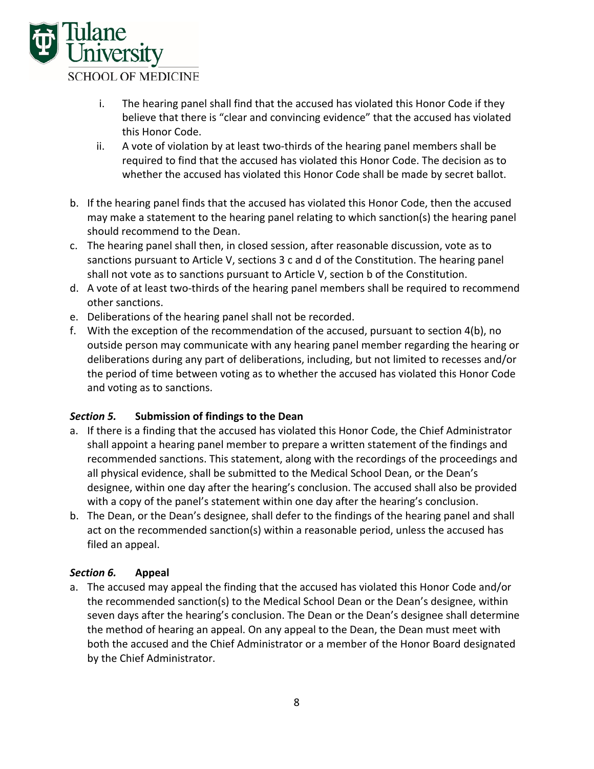i. The hearing panel shall find that the accused has violated this Honor Code if they believe that there is "clear and convincing evidence" that the accused has violated this Honor Code.

ii. A vote of violation by at least two-thirds of the hearing panel members shall be required to find that the accused has violated this Honor Code. The decision as to whether the accused has violated this Honor Code shall be made by secret ballot.

b. If the hearing panel finds that the accused has violated this Honor Code, then the accused may make a statement to the hearing panel relating to which sanction(s) the hearing panel should recommend to the Dean.

c. The hearing panel shall then, in closed session, after reasonable discussion, vote as to sanctions pursuant to Article V, sections 3 c and d of the Constitution. The hearing panel shall not vote as to sanctions pursuant to Article V, section b of the Constitution.

d. A vote of at least two-thirds of the hearing panel members shall be required to recommend other sanctions.

e. Deliberations of the hearing panel shall not be recorded.

f. With the exception of the recommendation of the accused, pursuant to section 4(b), no outside person may communicate with any hearing panel member regarding the hearing or deliberations during any part of deliberations, including, but not limited to recesses and/or the period of time between voting as to whether the accused has violated this Honor Code and voting as to sanctions.

### *Section 5.* Submission of findings to the Dean

a. If there is a finding that the accused has violated this Honor Code, the Chief Administrator shall appoint a hearing panel member to prepare a written statement of the findings and recommended sanctions. This statement, along with the recordings of the proceedings and all physical evidence, shall be submitted to the Medical School Dean, or the Dean's designee, within one day after the hearing's conclusion. The accused shall also be provided with a copy of the panel's statement within one day after the hearing's conclusion.

b. The Dean, or the Dean's designee, shall defer to the findings of the hearing panel and shall act on the recommended sanction(s) within a reasonable period, unless the accused has filed an appeal.

### *Section 6.* Appeal

a. The accused may appeal the finding that the accused has violated this Honor Code and/or the recommended sanction(s) to the Medical School Dean or the Dean's designee, within seven days after the hearing's conclusion. The Dean or the Dean's designee shall determine the method of hearing an appeal. On any appeal to the Dean, the Dean must meet with both the accused and the Chief Administrator or a member of the Honor Board designated by the Chief Administrator.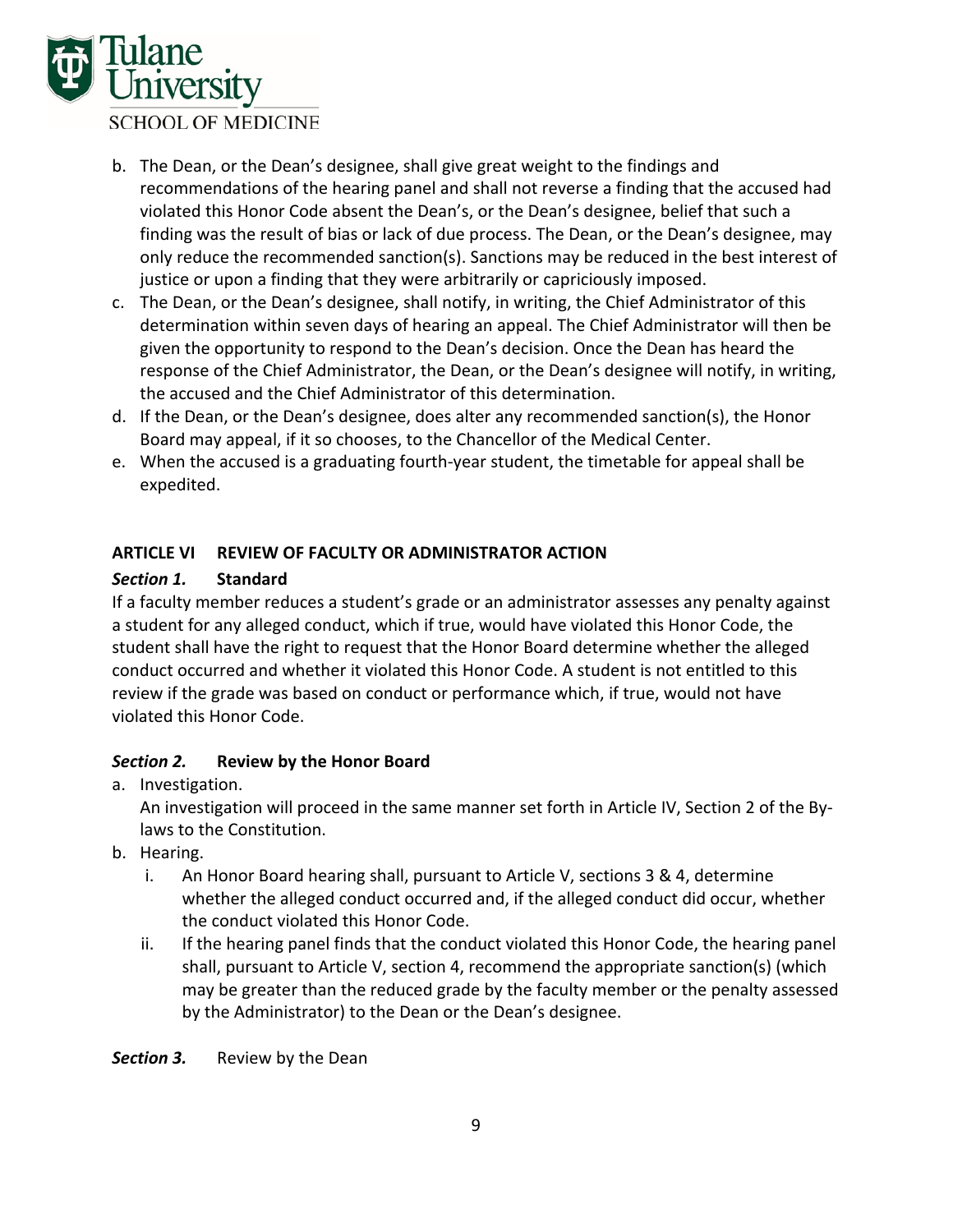b. The Dean, or the Dean's designee, shall give great weight to the findings and recommendations of the hearing panel and shall not reverse a finding that the accused had violated this Honor Code absent the Dean's, or the Dean's designee, belief that such a finding was the result of bias or lack of due process. The Dean, or the Dean's designee, may only reduce the recommended sanction(s). Sanctions may be reduced in the best interest of justice or upon a finding that they were arbitrarily or capriciously imposed.
c. The Dean, or the Dean's designee, shall notify, in writing, the Chief Administrator of this determination within seven days of hearing an appeal. The Chief Administrator will then be given the opportunity to respond to the Dean's decision. Once the Dean has heard the response of the Chief Administrator, the Dean, or the Dean's designee will notify, in writing, the accused and the Chief Administrator of this determination.
d. If the Dean, or the Dean's designee, does alter any recommended sanction(s), the Honor Board may appeal, if it so chooses, to the Chancellor of the Medical Center.
e. When the accused is a graduating fourth-year student, the timetable for appeal shall be expedited.

## ARTICLE VI REVIEW OF FACULTY OR ADMINISTRATOR ACTION

***Section 1.*** **Standard**

If a faculty member reduces a student's grade or an administrator assesses any penalty against a student for any alleged conduct, which if true, would have violated this Honor Code, the student shall have the right to request that the Honor Board determine whether the alleged conduct occurred and whether it violated this Honor Code. A student is not entitled to this review if the grade was based on conduct or performance which, if true, would not have violated this Honor Code.

***Section 2.*** **Review by the Honor Board**

a. Investigation.
   An investigation will proceed in the same manner set forth in Article IV, Section 2 of the By-laws to the Constitution.
b. Hearing.
   i. An Honor Board hearing shall, pursuant to Article V, sections 3 & 4, determine whether the alleged conduct occurred and, if the alleged conduct did occur, whether the conduct violated this Honor Code.
   ii. If the hearing panel finds that the conduct violated this Honor Code, the hearing panel shall, pursuant to Article V, section 4, recommend the appropriate sanction(s) (which may be greater than the reduced grade by the faculty member or the penalty assessed by the Administrator) to the Dean or the Dean's designee.

***Section 3.*** Review by the Dean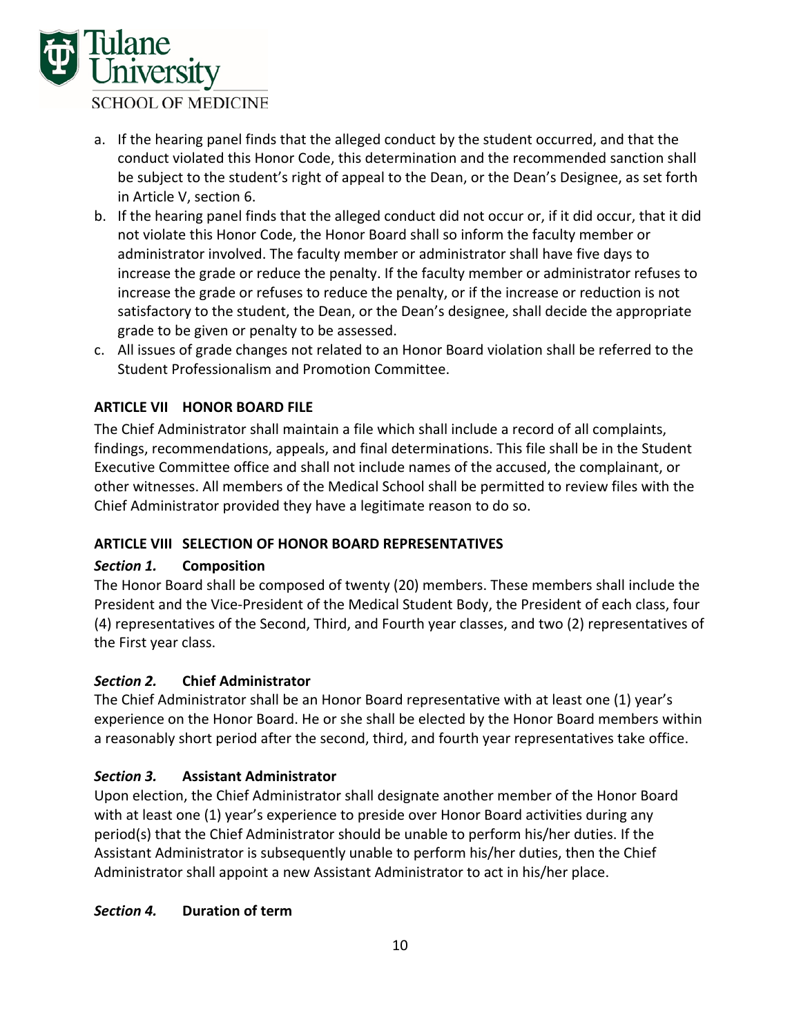a. If the hearing panel finds that the alleged conduct by the student occurred, and that the conduct violated this Honor Code, this determination and the recommended sanction shall be subject to the student's right of appeal to the Dean, or the Dean's Designee, as set forth in Article V, section 6.
b. If the hearing panel finds that the alleged conduct did not occur or, if it did occur, that it did not violate this Honor Code, the Honor Board shall so inform the faculty member or administrator involved. The faculty member or administrator shall have five days to increase the grade or reduce the penalty. If the faculty member or administrator refuses to increase the grade or refuses to reduce the penalty, or if the increase or reduction is not satisfactory to the student, the Dean, or the Dean's designee, shall decide the appropriate grade to be given or penalty to be assessed.
c. All issues of grade changes not related to an Honor Board violation shall be referred to the Student Professionalism and Promotion Committee.

## ARTICLE VII HONOR BOARD FILE

The Chief Administrator shall maintain a file which shall include a record of all complaints, findings, recommendations, appeals, and final determinations. This file shall be in the Student Executive Committee office and shall not include names of the accused, the complainant, or other witnesses. All members of the Medical School shall be permitted to review files with the Chief Administrator provided they have a legitimate reason to do so.

## ARTICLE VIII SELECTION OF HONOR BOARD REPRESENTATIVES

### *Section 1.* Composition

The Honor Board shall be composed of twenty (20) members. These members shall include the President and the Vice-President of the Medical Student Body, the President of each class, four (4) representatives of the Second, Third, and Fourth year classes, and two (2) representatives of the First year class.

### *Section 2.* Chief Administrator

The Chief Administrator shall be an Honor Board representative with at least one (1) year's experience on the Honor Board. He or she shall be elected by the Honor Board members within a reasonably short period after the second, third, and fourth year representatives take office.

### *Section 3.* Assistant Administrator

Upon election, the Chief Administrator shall designate another member of the Honor Board with at least one (1) year's experience to preside over Honor Board activities during any period(s) that the Chief Administrator should be unable to perform his/her duties. If the Assistant Administrator is subsequently unable to perform his/her duties, then the Chief Administrator shall appoint a new Assistant Administrator to act in his/her place.

### *Section 4.* Duration of term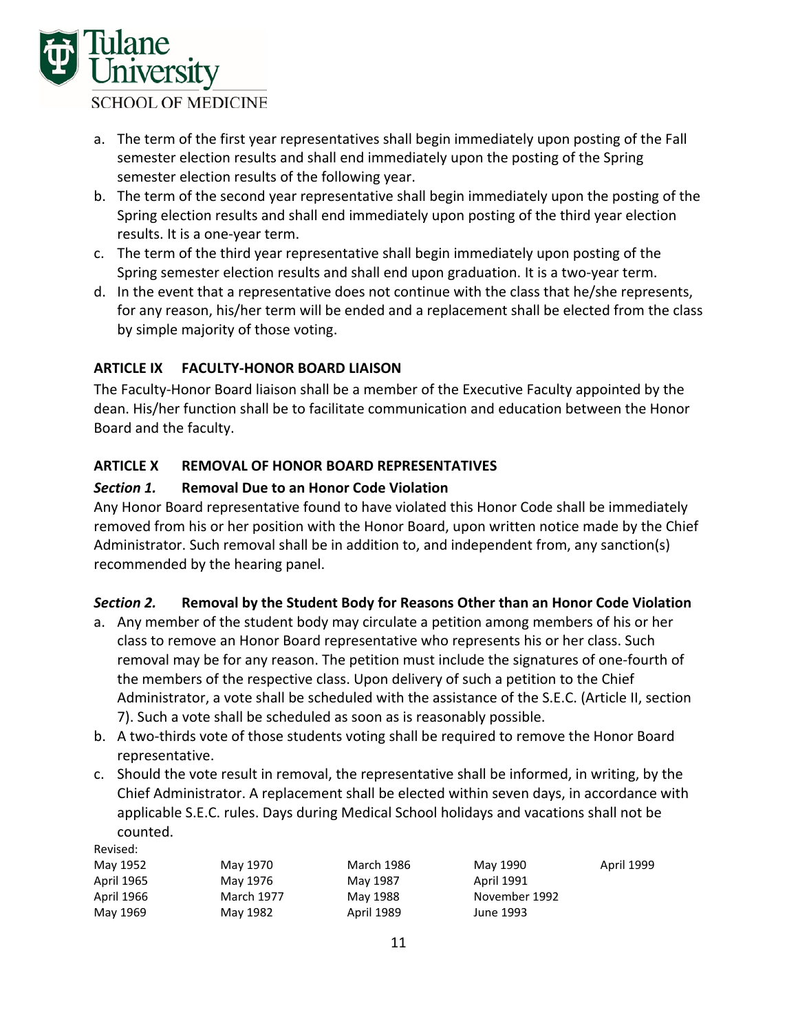a. The term of the first year representatives shall begin immediately upon posting of the Fall semester election results and shall end immediately upon the posting of the Spring semester election results of the following year.
b. The term of the second year representative shall begin immediately upon the posting of the Spring election results and shall end immediately upon posting of the third year election results. It is a one-year term.
c. The term of the third year representative shall begin immediately upon posting of the Spring semester election results and shall end upon graduation. It is a two-year term.
d. In the event that a representative does not continue with the class that he/she represents, for any reason, his/her term will be ended and a replacement shall be elected from the class by simple majority of those voting.

## ARTICLE IX FACULTY-HONOR BOARD LIAISON

The Faculty-Honor Board liaison shall be a member of the Executive Faculty appointed by the dean. His/her function shall be to facilitate communication and education between the Honor Board and the faculty.

## ARTICLE X REMOVAL OF HONOR BOARD REPRESENTATIVES

### *Section 1.* Removal Due to an Honor Code Violation

Any Honor Board representative found to have violated this Honor Code shall be immediately removed from his or her position with the Honor Board, upon written notice made by the Chief Administrator. Such removal shall be in addition to, and independent from, any sanction(s) recommended by the hearing panel.

### *Section 2.* Removal by the Student Body for Reasons Other than an Honor Code Violation

a. Any member of the student body may circulate a petition among members of his or her class to remove an Honor Board representative who represents his or her class. Such removal may be for any reason. The petition must include the signatures of one-fourth of the members of the respective class. Upon delivery of such a petition to the Chief Administrator, a vote shall be scheduled with the assistance of the S.E.C. (Article II, section 7). Such a vote shall be scheduled as soon as is reasonably possible.
b. A two-thirds vote of those students voting shall be required to remove the Honor Board representative.
c. Should the vote result in removal, the representative shall be informed, in writing, by the Chief Administrator. A replacement shall be elected within seven days, in accordance with applicable S.E.C. rules. Days during Medical School holidays and vacations shall not be counted.

Revised:

| | | | | |
|---|---|---|---|---|
| May 1952 | May 1970 | March 1986 | May 1990 | April 1999 |
| April 1965 | May 1976 | May 1987 | April 1991 | |
| April 1966 | March 1977 | May 1988 | November 1992 | |
| May 1969 | May 1982 | April 1989 | June 1993 | |